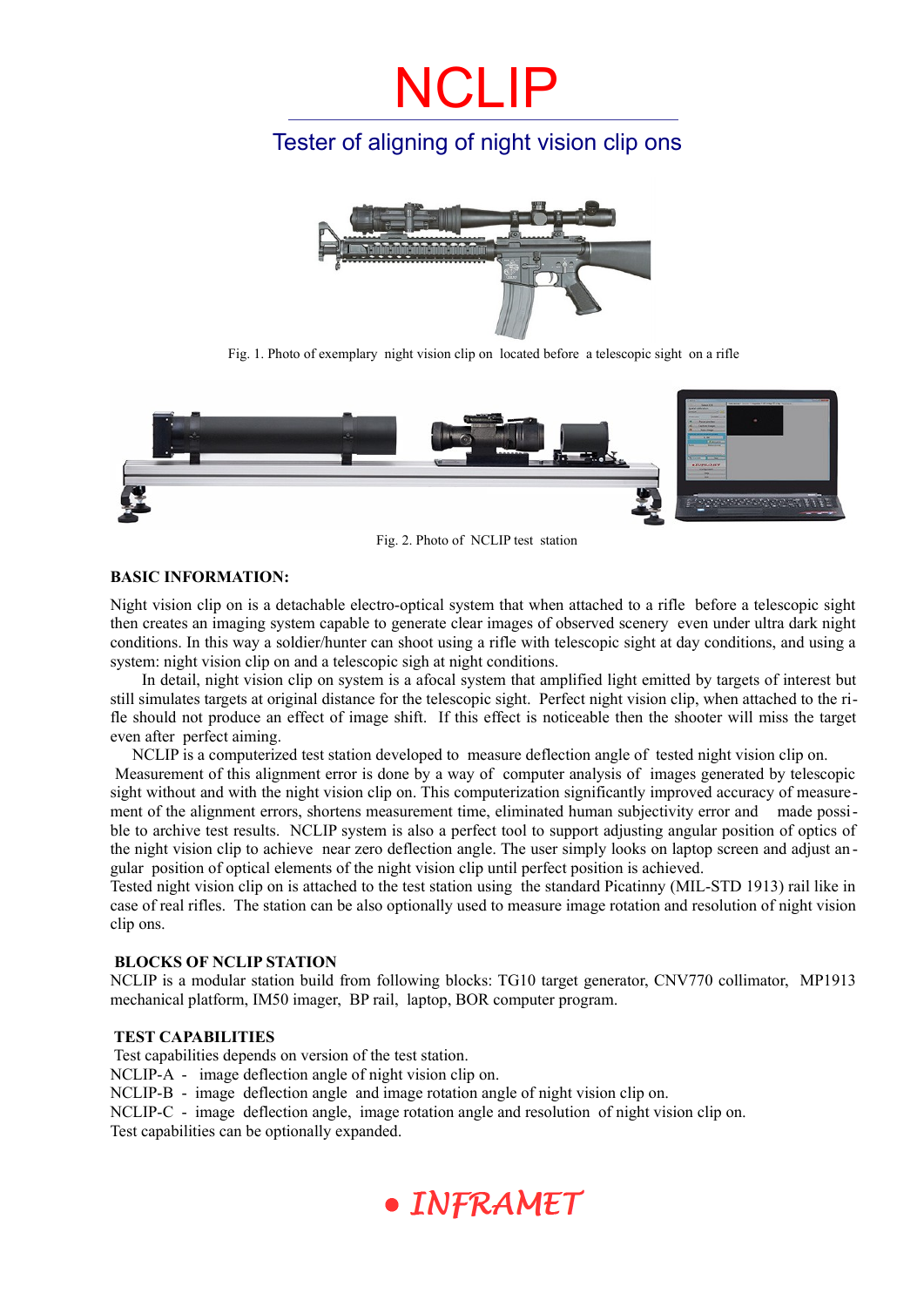# NCLIP

## Tester of aligning of night vision clip ons

Fig. 1. Photo of exemplary night vision clip on located before a telescopic sight on a rifle

Fig. 2. Photo of NCLIP test station

### BASIC INFORMATION:

Night vision clip on is a detachable electro-optical system that when attached to a rifle before a telescopic sight then creates an imaging system capable to generate clear images of observed scenery even under ultra dark night conditions. In this way a soldier/hunter can shoot using a rifle with telescopic sight at day conditions, and using a system: night vision clip on and a telescopic sigh at night conditions.

In detail, night vision clip on system is a afocal system that amplified light emitted by targets of interest but still simulates targets at original distance for the telescopic sight. Perfect night vision clip, when attached to the rifle should not produce an effect of image shift. If this effect is noticeable then the shooter will miss the target even after perfect aiming.

NCLIP is a computerized test station developed to measure deflection angle of tested night vision clip on. Measurement of this alignment error is done by a way of computer analysis of images generated by telescopic sight without and with the night vision clip on. This computerization significantly improved accuracy of measurement of the alignment errors, shortens measurement time, eliminated human subjectivity error and made possible to archive test results. NCLIP system is also a perfect tool to support adjusting angular position of optics of the night vision clip to achieve near zero deflection angle. The user simply looks on laptop screen and adjust angular position of optical elements of the night vision clip until perfect position is achieved.

Tested night vision clip on is attached to the test station using the standard Picatinny (MIL-STD 1913) rail like in case of real rifles. The station can be also optionally used to measure image rotation and resolution of night vision clip ons.

### BLOCKS OF NCLIP STATION

NCLIP is a modular station build from following blocks: TG10 target generator, CNV770 collimator, MP1913 mechanical platform, IM50 imager, BP rail, laptop, BOR computer program.

### TEST CAPABILITIES

Test capabilities depends on version of the test station.

NCLIP-A - image deflection angle of night vision clip on.

NCLIP-B - image deflection angle and image rotation angle of night vision clip on.

NCLIP-C - image deflection angle, image rotation angle and resolution of night vision clip on.

Test capabilities can be optionally expanded.

INFRAMET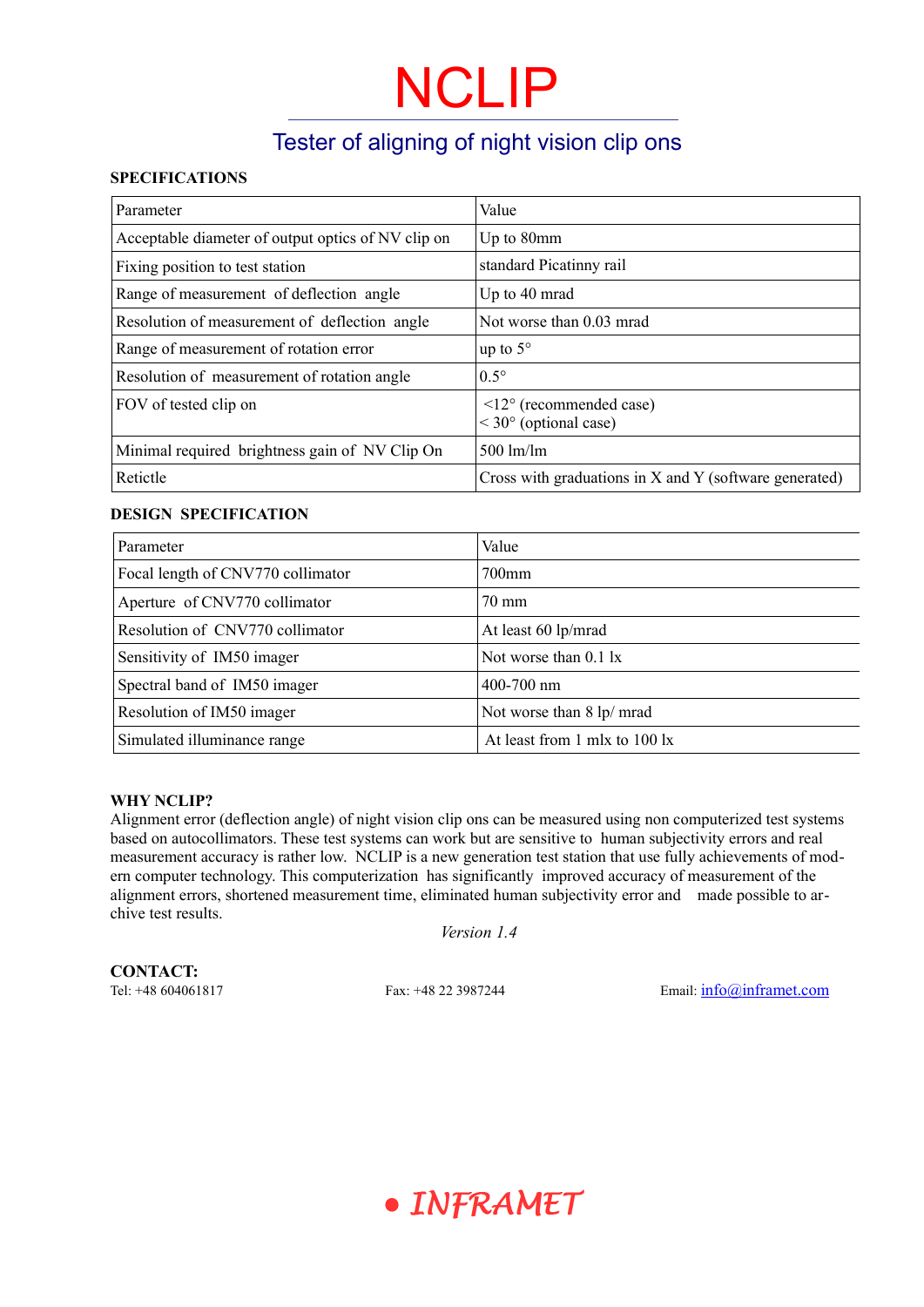# NCLIP

## Tester of aligning of night vision clip ons

**SPECIFICATIONS**

| Parameter | Value |
|---|---|
| Acceptable diameter of output optics of NV clip on | Up to 80mm |
| Fixing position to test station | standard Picatinny rail |
| Range of measurement of deflection angle | Up to 40 mrad |
| Resolution of measurement of deflection angle | Not worse than 0.03 mrad |
| Range of measurement of rotation error | up to 5° |
| Resolution of measurement of rotation angle | 0.5° |
| FOV of tested clip on | <12° (recommended case)<br>< 30° (optional case) |
| Minimal required brightness gain of NV Clip On | 500 lm/lm |
| Reticle | Cross with graduations in X and Y (software generated) |

**DESIGN SPECIFICATION**

| Parameter | Value |
|---|---|
| Focal length of CNV770 collimator | 700mm |
| Aperture of CNV770 collimator | 70 mm |
| Resolution of CNV770 collimator | At least 60 lp/mrad |
| Sensitivity of IM50 imager | Not worse than 0.1 lx |
| Spectral band of IM50 imager | 400-700 nm |
| Resolution of IM50 imager | Not worse than 8 lp/ mrad |
| Simulated illuminance range | At least from 1 mlx to 100 lx |

**WHY NCLIP?**

Alignment error (deflection angle) of night vision clip ons can be measured using non computerized test systems based on autocollimators. These test systems can work but are sensitive to human subjectivity errors and real measurement accuracy is rather low. NCLIP is a new generation test station that use fully achievements of modern computer technology. This computerization has significantly improved accuracy of measurement of the alignment errors, shortened measurement time, eliminated human subjectivity error and made possible to archive test results.

*Version 1.4*

**CONTACT:**

Tel: +48 604061817 Fax: +48 22 3987244 Email: info@inframet.com

INFRAMET